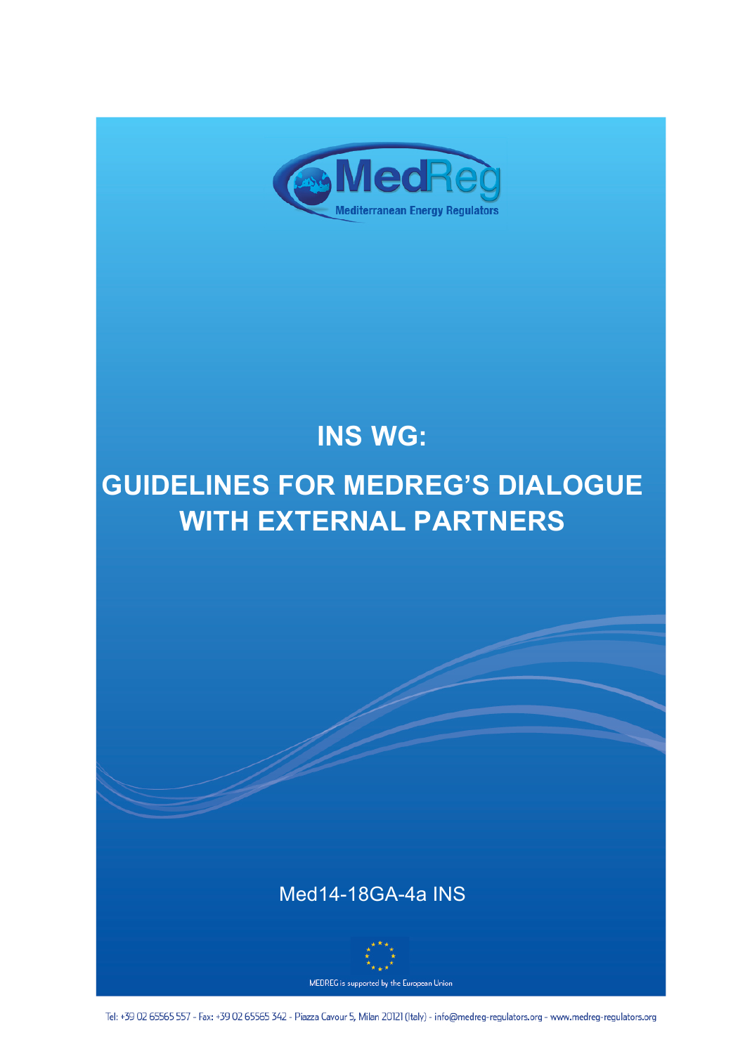MedReg

Mediterranean Energy Regulators

# INS WG:

# GUIDELINES FOR MEDREG'S DIALOGUE WITH EXTERNAL PARTNERS

Med14-18GA-4a INS

MEDREG is supported by the European Union

Tel: +39 02 65565 557 - Fax: +39 02 65565 342 - Piazza Cavour 5, Milan 20121 (Italy) - info@medreg-regulators.org - www.medreg-regulators.org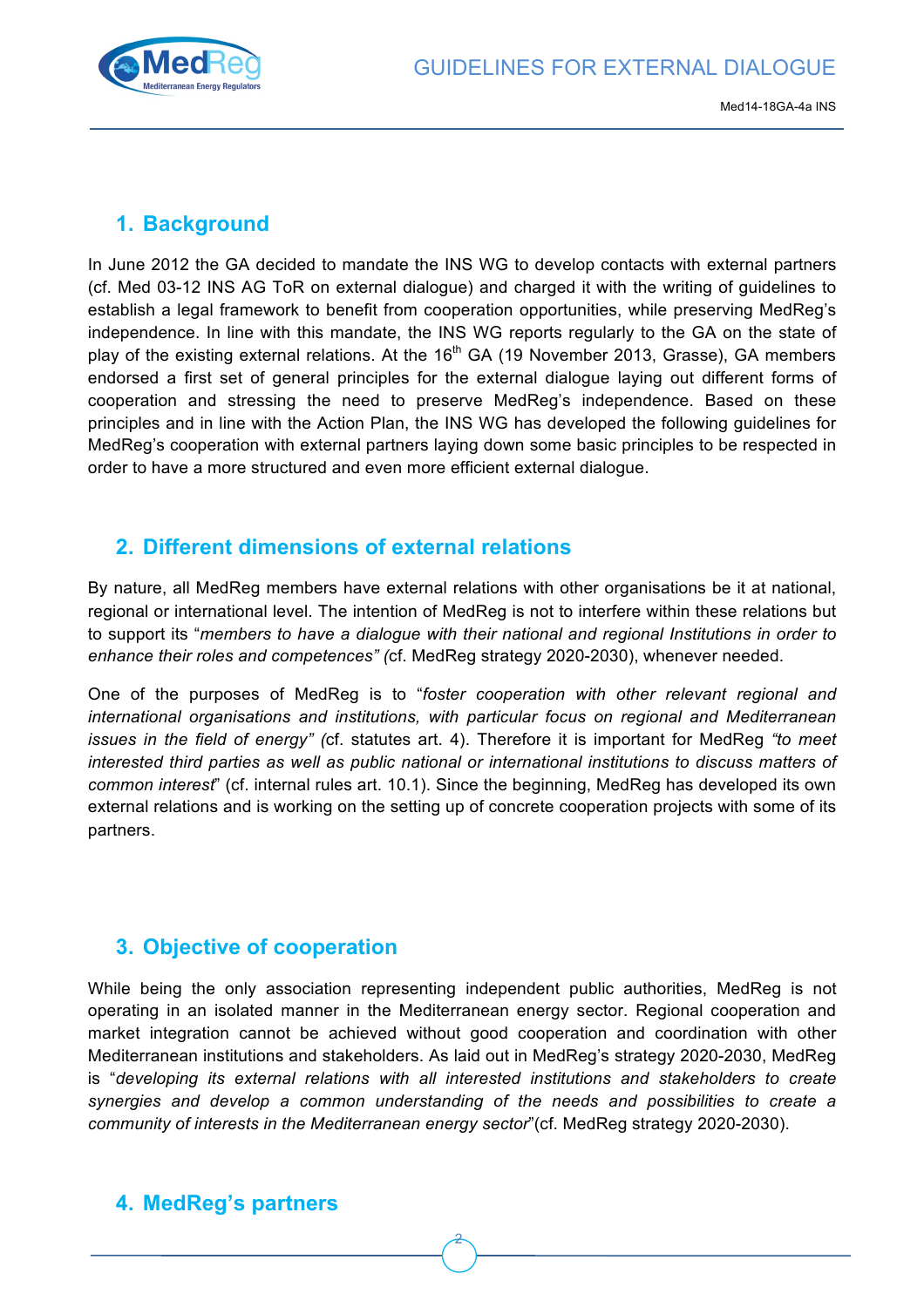## 1. Background

In June 2012 the GA decided to mandate the INS WG to develop contacts with external partners (cf. Med 03-12 INS AG ToR on external dialogue) and charged it with the writing of guidelines to establish a legal framework to benefit from cooperation opportunities, while preserving MedReg's independence. In line with this mandate, the INS WG reports regularly to the GA on the state of play of the existing external relations. At the 16th GA (19 November 2013, Grasse), GA members endorsed a first set of general principles for the external dialogue laying out different forms of cooperation and stressing the need to preserve MedReg's independence. Based on these principles and in line with the Action Plan, the INS WG has developed the following guidelines for MedReg's cooperation with external partners laying down some basic principles to be respected in order to have a more structured and even more efficient external dialogue.

## 2. Different dimensions of external relations

By nature, all MedReg members have external relations with other organisations be it at national, regional or international level. The intention of MedReg is not to interfere within these relations but to support its "*members to have a dialogue with their national and regional Institutions in order to enhance their roles and competences" (*cf. MedReg strategy 2020-2030), whenever needed.

One of the purposes of MedReg is to "*foster cooperation with other relevant regional and international organisations and institutions, with particular focus on regional and Mediterranean issues in the field of energy" (*cf. statutes art. 4). Therefore it is important for MedReg *"to meet interested third parties as well as public national or international institutions to discuss matters of common interest*" (cf. internal rules art. 10.1). Since the beginning, MedReg has developed its own external relations and is working on the setting up of concrete cooperation projects with some of its partners.

## 3. Objective of cooperation

While being the only association representing independent public authorities, MedReg is not operating in an isolated manner in the Mediterranean energy sector. Regional cooperation and market integration cannot be achieved without good cooperation and coordination with other Mediterranean institutions and stakeholders. As laid out in MedReg's strategy 2020-2030, MedReg is "*developing its external relations with all interested institutions and stakeholders to create synergies and develop a common understanding of the needs and possibilities to create a community of interests in the Mediterranean energy sector*"(cf. MedReg strategy 2020-2030).

## 4. MedReg's partners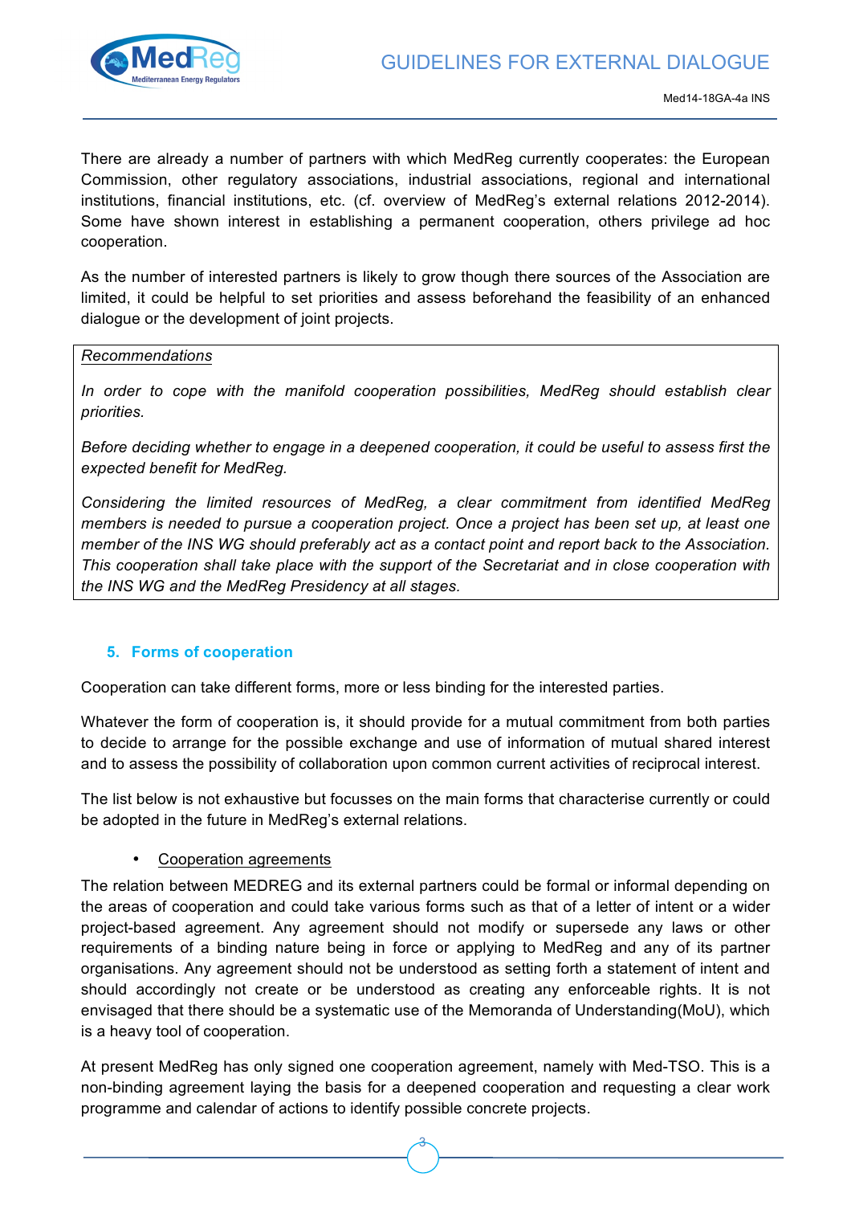There are already a number of partners with which MedReg currently cooperates: the European Commission, other regulatory associations, industrial associations, regional and international institutions, financial institutions, etc. (cf. overview of MedReg's external relations 2012-2014). Some have shown interest in establishing a permanent cooperation, others privilege ad hoc cooperation.

As the number of interested partners is likely to grow though there sources of the Association are limited, it could be helpful to set priorities and assess beforehand the feasibility of an enhanced dialogue or the development of joint projects.

> Recommendations
>
> *In order to cope with the manifold cooperation possibilities, MedReg should establish clear priorities.*
>
> *Before deciding whether to engage in a deepened cooperation, it could be useful to assess first the expected benefit for MedReg.*
>
> *Considering the limited resources of MedReg, a clear commitment from identified MedReg members is needed to pursue a cooperation project. Once a project has been set up, at least one member of the INS WG should preferably act as a contact point and report back to the Association. This cooperation shall take place with the support of the Secretariat and in close cooperation with the INS WG and the MedReg Presidency at all stages.*

## 5. Forms of cooperation

Cooperation can take different forms, more or less binding for the interested parties.

Whatever the form of cooperation is, it should provide for a mutual commitment from both parties to decide to arrange for the possible exchange and use of information of mutual shared interest and to assess the possibility of collaboration upon common current activities of reciprocal interest.

The list below is not exhaustive but focusses on the main forms that characterise currently or could be adopted in the future in MedReg's external relations.

- Cooperation agreements

The relation between MEDREG and its external partners could be formal or informal depending on the areas of cooperation and could take various forms such as that of a letter of intent or a wider project-based agreement. Any agreement should not modify or supersede any laws or other requirements of a binding nature being in force or applying to MedReg and any of its partner organisations. Any agreement should not be understood as setting forth a statement of intent and should accordingly not create or be understood as creating any enforceable rights. It is not envisaged that there should be a systematic use of the Memoranda of Understanding(MoU), which is a heavy tool of cooperation.

At present MedReg has only signed one cooperation agreement, namely with Med-TSO. This is a non-binding agreement laying the basis for a deepened cooperation and requesting a clear work programme and calendar of actions to identify possible concrete projects.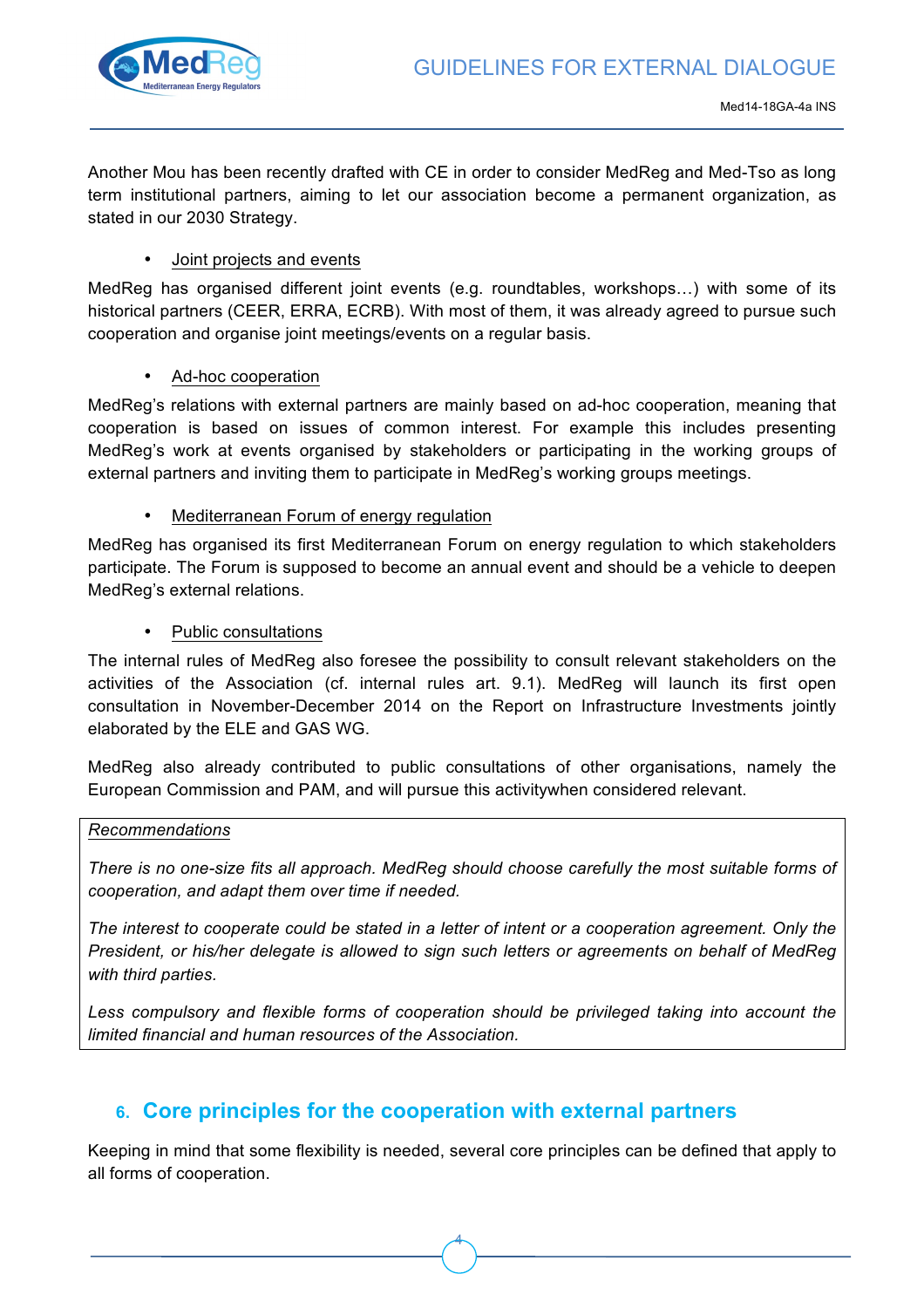Another Mou has been recently drafted with CE in order to consider MedReg and Med-Tso as long term institutional partners, aiming to let our association become a permanent organization, as stated in our 2030 Strategy.

- Joint projects and events

MedReg has organised different joint events (e.g. roundtables, workshops…) with some of its historical partners (CEER, ERRA, ECRB). With most of them, it was already agreed to pursue such cooperation and organise joint meetings/events on a regular basis.

- Ad-hoc cooperation

MedReg's relations with external partners are mainly based on ad-hoc cooperation, meaning that cooperation is based on issues of common interest. For example this includes presenting MedReg's work at events organised by stakeholders or participating in the working groups of external partners and inviting them to participate in MedReg's working groups meetings.

- Mediterranean Forum of energy regulation

MedReg has organised its first Mediterranean Forum on energy regulation to which stakeholders participate. The Forum is supposed to become an annual event and should be a vehicle to deepen MedReg's external relations.

- Public consultations

The internal rules of MedReg also foresee the possibility to consult relevant stakeholders on the activities of the Association (cf. internal rules art. 9.1). MedReg will launch its first open consultation in November-December 2014 on the Report on Infrastructure Investments jointly elaborated by the ELE and GAS WG.

MedReg also already contributed to public consultations of other organisations, namely the European Commission and PAM, and will pursue this activitywhen considered relevant.

> *Recommendations*
>
> *There is no one-size fits all approach. MedReg should choose carefully the most suitable forms of cooperation, and adapt them over time if needed.*
>
> *The interest to cooperate could be stated in a letter of intent or a cooperation agreement. Only the President, or his/her delegate is allowed to sign such letters or agreements on behalf of MedReg with third parties.*
>
> *Less compulsory and flexible forms of cooperation should be privileged taking into account the limited financial and human resources of the Association.*

## 6. Core principles for the cooperation with external partners

Keeping in mind that some flexibility is needed, several core principles can be defined that apply to all forms of cooperation.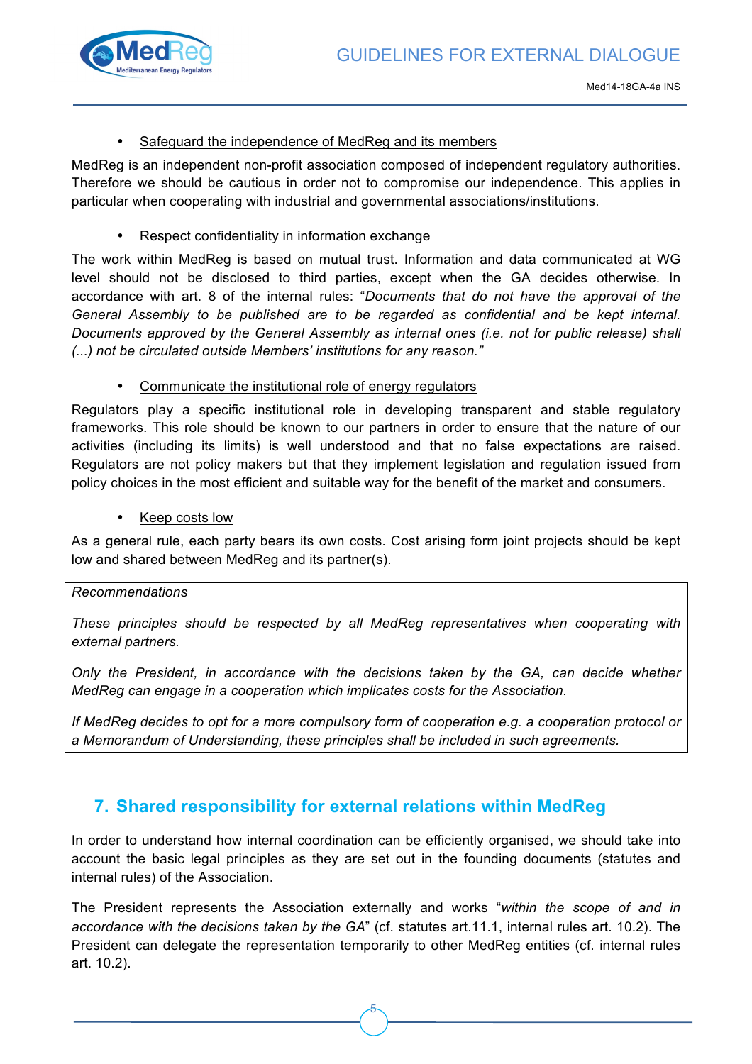- Safeguard the independence of MedReg and its members

MedReg is an independent non-profit association composed of independent regulatory authorities. Therefore we should be cautious in order not to compromise our independence. This applies in particular when cooperating with industrial and governmental associations/institutions.

- Respect confidentiality in information exchange

The work within MedReg is based on mutual trust. Information and data communicated at WG level should not be disclosed to third parties, except when the GA decides otherwise. In accordance with art. 8 of the internal rules: "*Documents that do not have the approval of the General Assembly to be published are to be regarded as confidential and be kept internal. Documents approved by the General Assembly as internal ones (i.e. not for public release) shall (...) not be circulated outside Members' institutions for any reason.*"

- Communicate the institutional role of energy regulators

Regulators play a specific institutional role in developing transparent and stable regulatory frameworks. This role should be known to our partners in order to ensure that the nature of our activities (including its limits) is well understood and that no false expectations are raised. Regulators are not policy makers but that they implement legislation and regulation issued from policy choices in the most efficient and suitable way for the benefit of the market and consumers.

- Keep costs low

As a general rule, each party bears its own costs. Cost arising form joint projects should be kept low and shared between MedReg and its partner(s).

*Recommendations*

*These principles should be respected by all MedReg representatives when cooperating with external partners.*

*Only the President, in accordance with the decisions taken by the GA, can decide whether MedReg can engage in a cooperation which implicates costs for the Association.*

*If MedReg decides to opt for a more compulsory form of cooperation e.g. a cooperation protocol or a Memorandum of Understanding, these principles shall be included in such agreements.*

## 7. Shared responsibility for external relations within MedReg

In order to understand how internal coordination can be efficiently organised, we should take into account the basic legal principles as they are set out in the founding documents (statutes and internal rules) of the Association.

The President represents the Association externally and works "*within the scope of and in accordance with the decisions taken by the GA*" (cf. statutes art.11.1, internal rules art. 10.2). The President can delegate the representation temporarily to other MedReg entities (cf. internal rules art. 10.2).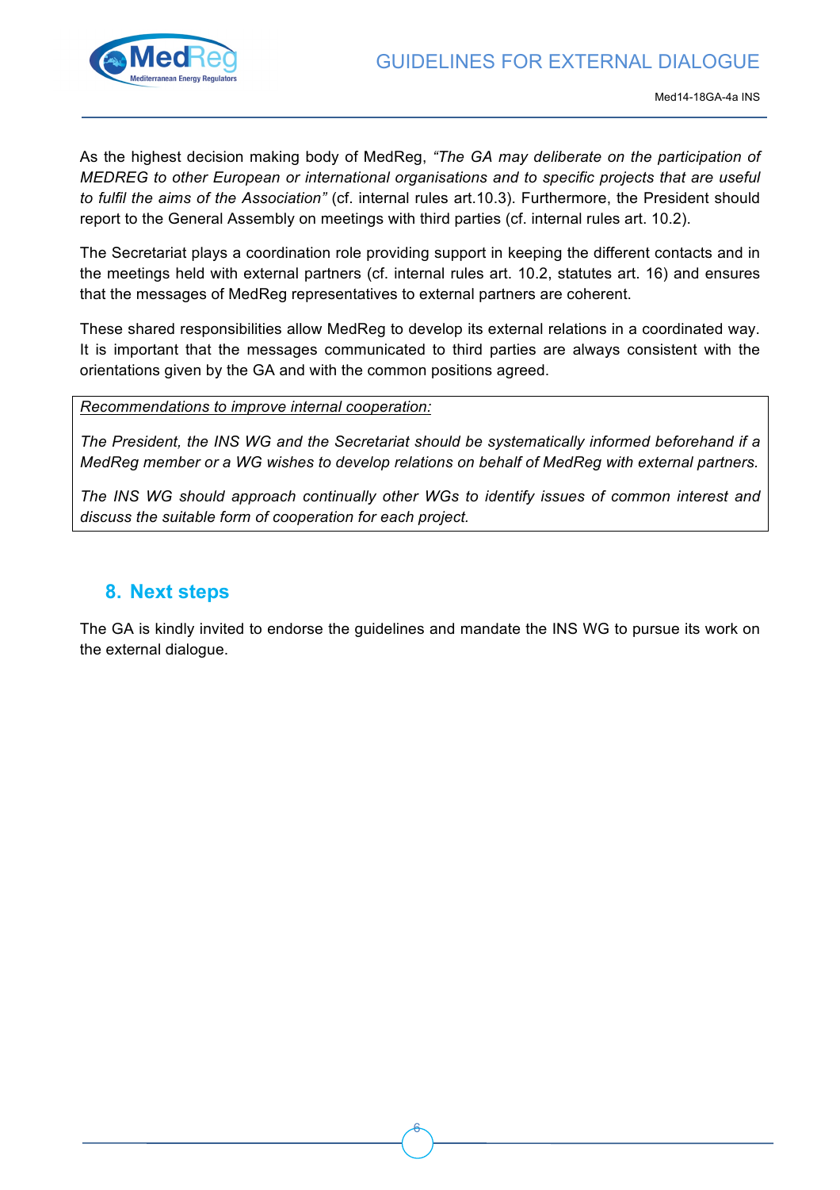As the highest decision making body of MedReg, *"The GA may deliberate on the participation of MEDREG to other European or international organisations and to specific projects that are useful to fulfil the aims of the Association"* (cf. internal rules art.10.3). Furthermore, the President should report to the General Assembly on meetings with third parties (cf. internal rules art. 10.2).

The Secretariat plays a coordination role providing support in keeping the different contacts and in the meetings held with external partners (cf. internal rules art. 10.2, statutes art. 16) and ensures that the messages of MedReg representatives to external partners are coherent.

These shared responsibilities allow MedReg to develop its external relations in a coordinated way. It is important that the messages communicated to third parties are always consistent with the orientations given by the GA and with the common positions agreed.

> <u>*Recommendations to improve internal cooperation:*</u>
>
> *The President, the INS WG and the Secretariat should be systematically informed beforehand if a MedReg member or a WG wishes to develop relations on behalf of MedReg with external partners.*
>
> *The INS WG should approach continually other WGs to identify issues of common interest and discuss the suitable form of cooperation for each project.*

## 8. Next steps

The GA is kindly invited to endorse the guidelines and mandate the INS WG to pursue its work on the external dialogue.